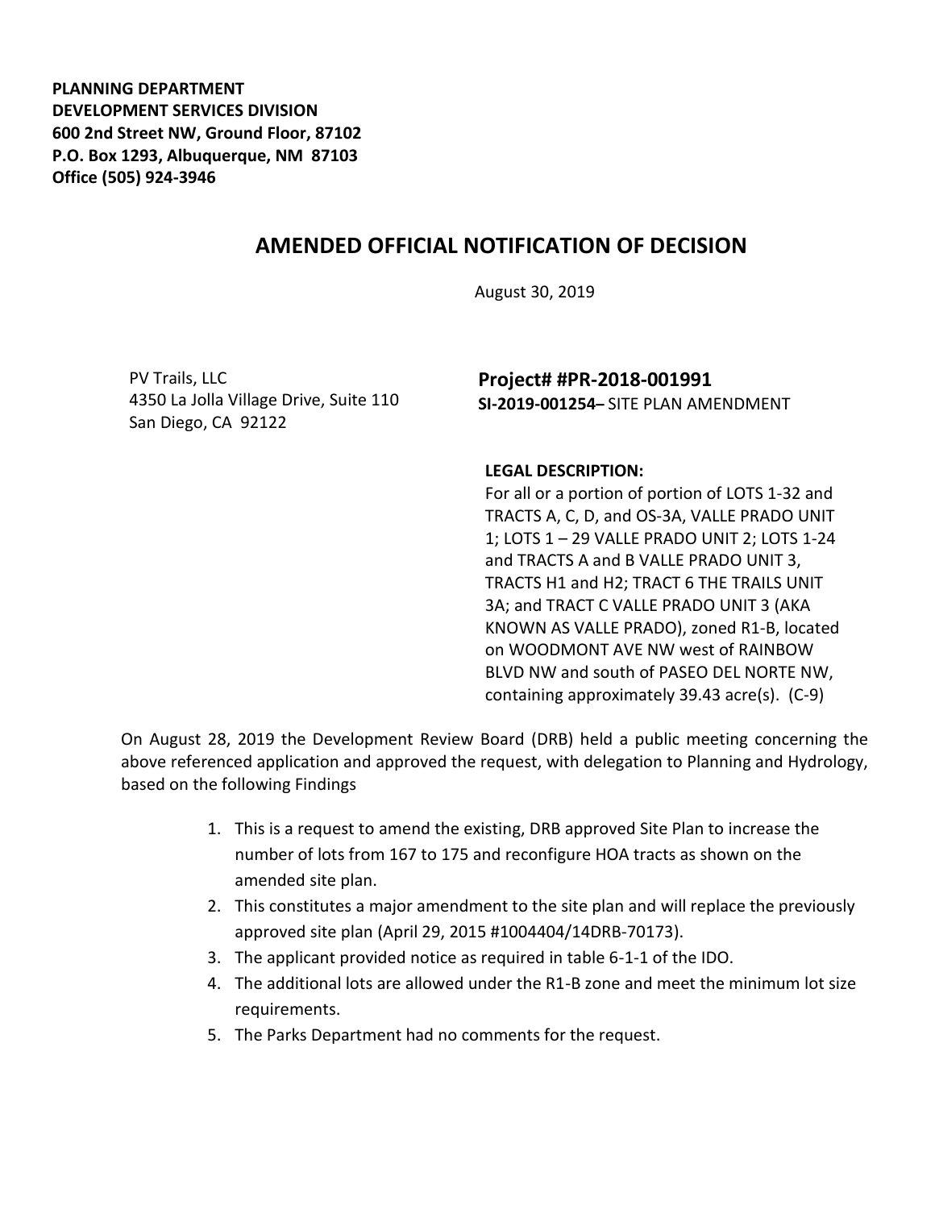**PLANNING DEPARTMENT**
**DEVELOPMENT SERVICES DIVISION**
**600 2nd Street NW, Ground Floor, 87102**
**P.O. Box 1293, Albuquerque, NM 87103**
**Office (505) 924-3946**

# AMENDED OFFICIAL NOTIFICATION OF DECISION

August 30, 2019

PV Trails, LLC
4350 La Jolla Village Drive, Suite 110
San Diego, CA 92122

**Project# #PR-2018-001991**
**SI-2019-001254–** SITE PLAN AMENDMENT

**LEGAL DESCRIPTION:**
For all or a portion of portion of LOTS 1-32 and TRACTS A, C, D, and OS-3A, VALLE PRADO UNIT 1; LOTS 1 – 29 VALLE PRADO UNIT 2; LOTS 1-24 and TRACTS A and B VALLE PRADO UNIT 3, TRACTS H1 and H2; TRACT 6 THE TRAILS UNIT 3A; and TRACT C VALLE PRADO UNIT 3 (AKA KNOWN AS VALLE PRADO), zoned R1-B, located on WOODMONT AVE NW west of RAINBOW BLVD NW and south of PASEO DEL NORTE NW, containing approximately 39.43 acre(s). (C-9)

On August 28, 2019 the Development Review Board (DRB) held a public meeting concerning the above referenced application and approved the request, with delegation to Planning and Hydrology, based on the following Findings

1. This is a request to amend the existing, DRB approved Site Plan to increase the number of lots from 167 to 175 and reconfigure HOA tracts as shown on the amended site plan.
2. This constitutes a major amendment to the site plan and will replace the previously approved site plan (April 29, 2015 #1004404/14DRB-70173).
3. The applicant provided notice as required in table 6-1-1 of the IDO.
4. The additional lots are allowed under the R1-B zone and meet the minimum lot size requirements.
5. The Parks Department had no comments for the request.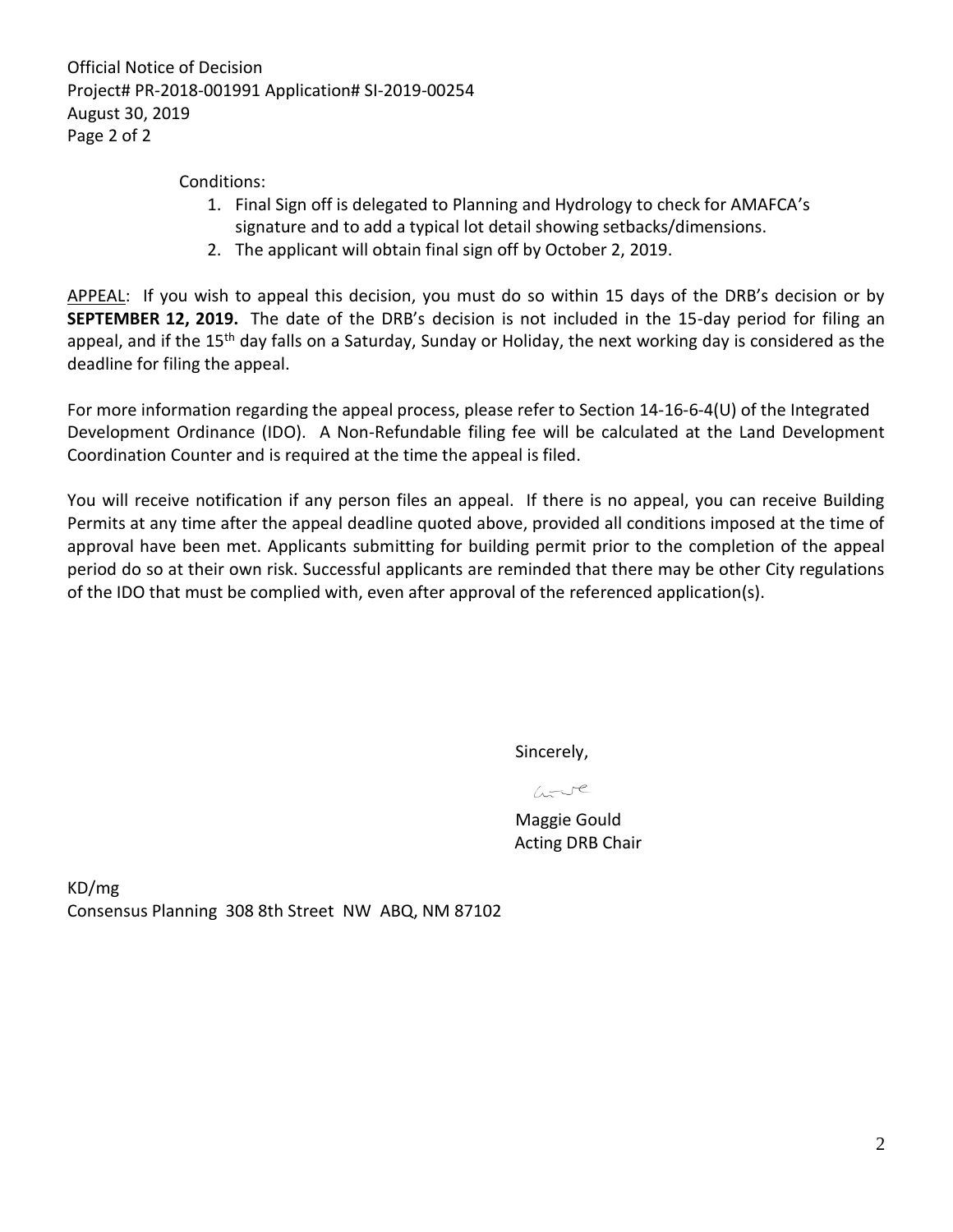Conditions:

1. Final Sign off is delegated to Planning and Hydrology to check for AMAFCA's signature and to add a typical lot detail showing setbacks/dimensions.
2. The applicant will obtain final sign off by October 2, 2019.

APPEAL: If you wish to appeal this decision, you must do so within 15 days of the DRB's decision or by **SEPTEMBER 12, 2019.** The date of the DRB's decision is not included in the 15-day period for filing an appeal, and if the 15th day falls on a Saturday, Sunday or Holiday, the next working day is considered as the deadline for filing the appeal.

For more information regarding the appeal process, please refer to Section 14-16-6-4(U) of the Integrated Development Ordinance (IDO). A Non-Refundable filing fee will be calculated at the Land Development Coordination Counter and is required at the time the appeal is filed.

You will receive notification if any person files an appeal. If there is no appeal, you can receive Building Permits at any time after the appeal deadline quoted above, provided all conditions imposed at the time of approval have been met. Applicants submitting for building permit prior to the completion of the appeal period do so at their own risk. Successful applicants are reminded that there may be other City regulations of the IDO that must be complied with, even after approval of the referenced application(s).

Sincerely,

Maggie Gould
Acting DRB Chair

KD/mg
Consensus Planning 308 8th Street NW ABQ, NM 87102